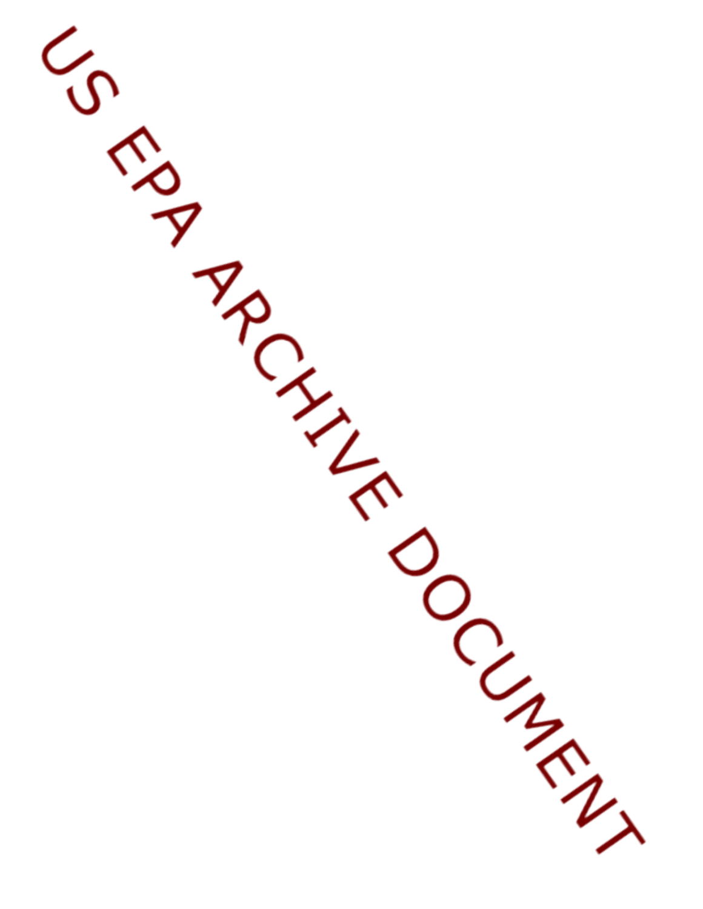US EPA ARCHIVE DOCUMENT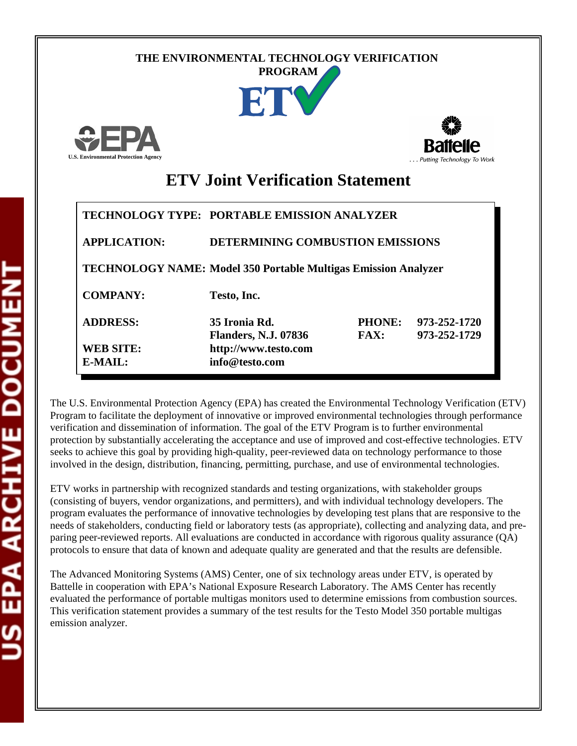THE ENVIRONMENTAL TECHNOLOGY VERIFICATION PROGRAM

U.S. Environmental Protection Agency

Battelle
. . . Putting Technology To Work

# ETV Joint Verification Statement

| | | | |
|---|---|---|---|
| **TECHNOLOGY TYPE:** | **PORTABLE EMISSION ANALYZER** | | |
| **APPLICATION:** | **DETERMINING COMBUSTION EMISSIONS** | | |
| **TECHNOLOGY NAME:** | **Model 350 Portable Multigas Emission Analyzer** | | |
| **COMPANY:** | **Testo, Inc.** | | |
| **ADDRESS:** | **35 Ironia Rd.**<br>**Flanders, N.J. 07836** | **PHONE:**<br>**FAX:** | **973-252-1720**<br>**973-252-1729** |
| **WEB SITE:** | **http://www.testo.com** | | |
| **E-MAIL:** | **info@testo.com** | | |

The U.S. Environmental Protection Agency (EPA) has created the Environmental Technology Verification (ETV) Program to facilitate the deployment of innovative or improved environmental technologies through performance verification and dissemination of information. The goal of the ETV Program is to further environmental protection by substantially accelerating the acceptance and use of improved and cost-effective technologies. ETV seeks to achieve this goal by providing high-quality, peer-reviewed data on technology performance to those involved in the design, distribution, financing, permitting, purchase, and use of environmental technologies.

ETV works in partnership with recognized standards and testing organizations, with stakeholder groups (consisting of buyers, vendor organizations, and permitters), and with individual technology developers. The program evaluates the performance of innovative technologies by developing test plans that are responsive to the needs of stakeholders, conducting field or laboratory tests (as appropriate), collecting and analyzing data, and preparing peer-reviewed reports. All evaluations are conducted in accordance with rigorous quality assurance (QA) protocols to ensure that data of known and adequate quality are generated and that the results are defensible.

The Advanced Monitoring Systems (AMS) Center, one of six technology areas under ETV, is operated by Battelle in cooperation with EPA's National Exposure Research Laboratory. The AMS Center has recently evaluated the performance of portable multigas monitors used to determine emissions from combustion sources. This verification statement provides a summary of the test results for the Testo Model 350 portable multigas emission analyzer.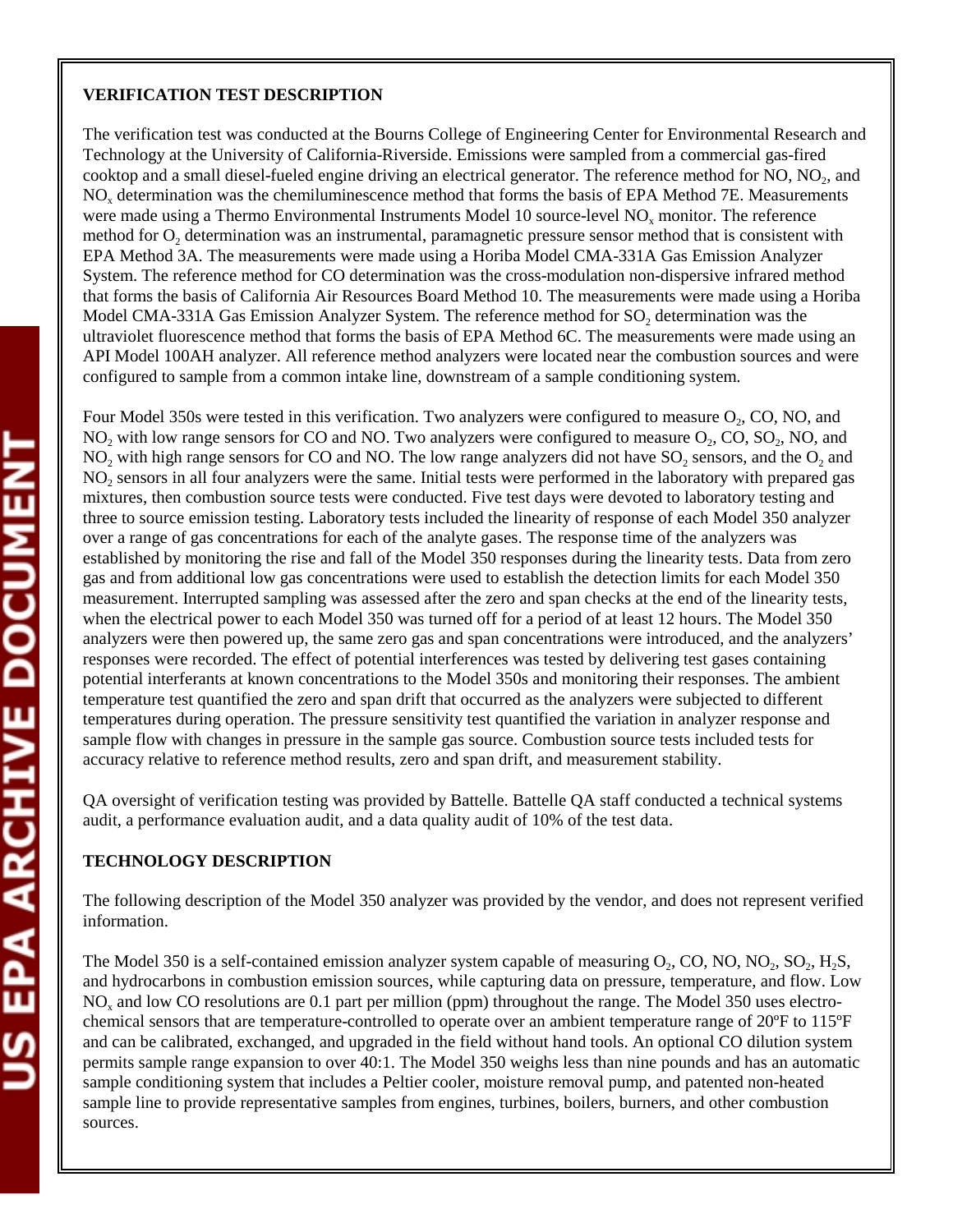**VERIFICATION TEST DESCRIPTION**

The verification test was conducted at the Bourns College of Engineering Center for Environmental Research and Technology at the University of California-Riverside. Emissions were sampled from a commercial gas-fired cooktop and a small diesel-fueled engine driving an electrical generator. The reference method for NO, $NO_2$, and $NO_x$ determination was the chemiluminescence method that forms the basis of EPA Method 7E. Measurements were made using a Thermo Environmental Instruments Model 10 source-level $NO_x$ monitor. The reference method for $O_2$ determination was an instrumental, paramagnetic pressure sensor method that is consistent with EPA Method 3A. The measurements were made using a Horiba Model CMA-331A Gas Emission Analyzer System. The reference method for CO determination was the cross-modulation non-dispersive infrared method that forms the basis of California Air Resources Board Method 10. The measurements were made using a Horiba Model CMA-331A Gas Emission Analyzer System. The reference method for $SO_2$ determination was the ultraviolet fluorescence method that forms the basis of EPA Method 6C. The measurements were made using an API Model 100AH analyzer. All reference method analyzers were located near the combustion sources and were configured to sample from a common intake line, downstream of a sample conditioning system.

Four Model 350s were tested in this verification. Two analyzers were configured to measure $O_2$, CO, NO, and $NO_2$ with low range sensors for CO and NO. Two analyzers were configured to measure $O_2$, CO, $SO_2$, NO, and $NO_2$ with high range sensors for CO and NO. The low range analyzers did not have $SO_2$ sensors, and the $O_2$ and $NO_2$ sensors in all four analyzers were the same. Initial tests were performed in the laboratory with prepared gas mixtures, then combustion source tests were conducted. Five test days were devoted to laboratory testing and three to source emission testing. Laboratory tests included the linearity of response of each Model 350 analyzer over a range of gas concentrations for each of the analyte gases. The response time of the analyzers was established by monitoring the rise and fall of the Model 350 responses during the linearity tests. Data from zero gas and from additional low gas concentrations were used to establish the detection limits for each Model 350 measurement. Interrupted sampling was assessed after the zero and span checks at the end of the linearity tests, when the electrical power to each Model 350 was turned off for a period of at least 12 hours. The Model 350 analyzers were then powered up, the same zero gas and span concentrations were introduced, and the analyzers' responses were recorded. The effect of potential interferences was tested by delivering test gases containing potential interferants at known concentrations to the Model 350s and monitoring their responses. The ambient temperature test quantified the zero and span drift that occurred as the analyzers were subjected to different temperatures during operation. The pressure sensitivity test quantified the variation in analyzer response and sample flow with changes in pressure in the sample gas source. Combustion source tests included tests for accuracy relative to reference method results, zero and span drift, and measurement stability.

QA oversight of verification testing was provided by Battelle. Battelle QA staff conducted a technical systems audit, a performance evaluation audit, and a data quality audit of 10% of the test data.

**TECHNOLOGY DESCRIPTION**

The following description of the Model 350 analyzer was provided by the vendor, and does not represent verified information.

The Model 350 is a self-contained emission analyzer system capable of measuring $O_2$, CO, NO, $NO_2$, $SO_2$, $H_2S$, and hydrocarbons in combustion emission sources, while capturing data on pressure, temperature, and flow. Low $NO_x$ and low CO resolutions are 0.1 part per million (ppm) throughout the range. The Model 350 uses electro-chemical sensors that are temperature-controlled to operate over an ambient temperature range of 20ºF to 115ºF and can be calibrated, exchanged, and upgraded in the field without hand tools. An optional CO dilution system permits sample range expansion to over 40:1. The Model 350 weighs less than nine pounds and has an automatic sample conditioning system that includes a Peltier cooler, moisture removal pump, and patented non-heated sample line to provide representative samples from engines, turbines, boilers, burners, and other combustion sources.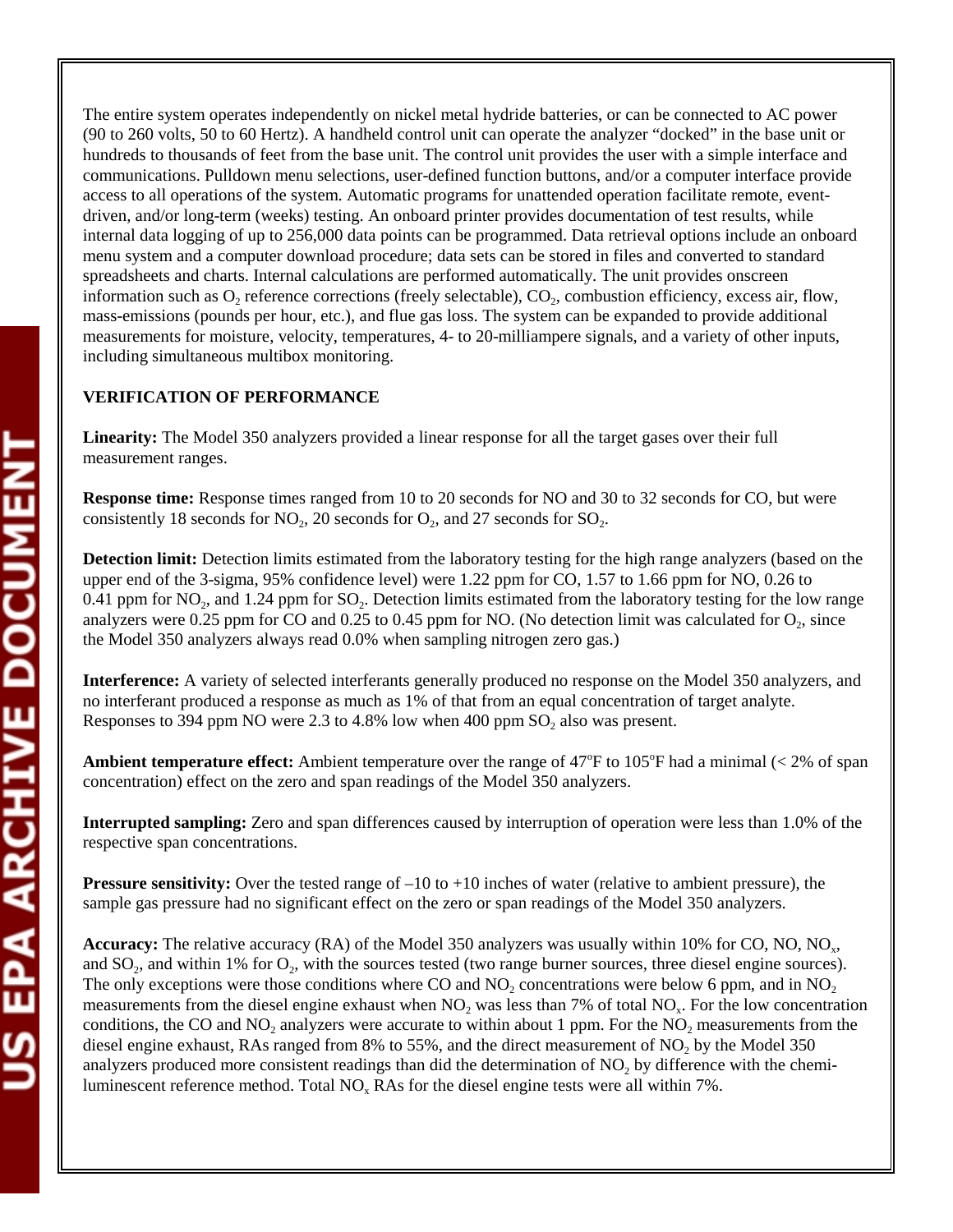The entire system operates independently on nickel metal hydride batteries, or can be connected to AC power (90 to 260 volts, 50 to 60 Hertz). A handheld control unit can operate the analyzer "docked" in the base unit or hundreds to thousands of feet from the base unit. The control unit provides the user with a simple interface and communications. Pulldown menu selections, user-defined function buttons, and/or a computer interface provide access to all operations of the system. Automatic programs for unattended operation facilitate remote, event-driven, and/or long-term (weeks) testing. An onboard printer provides documentation of test results, while internal data logging of up to 256,000 data points can be programmed. Data retrieval options include an onboard menu system and a computer download procedure; data sets can be stored in files and converted to standard spreadsheets and charts. Internal calculations are performed automatically. The unit provides onscreen information such as $O_2$ reference corrections (freely selectable), $CO_2$, combustion efficiency, excess air, flow, mass-emissions (pounds per hour, etc.), and flue gas loss. The system can be expanded to provide additional measurements for moisture, velocity, temperatures, 4- to 20-milliampere signals, and a variety of other inputs, including simultaneous multibox monitoring.

## VERIFICATION OF PERFORMANCE

**Linearity:** The Model 350 analyzers provided a linear response for all the target gases over their full measurement ranges.

**Response time:** Response times ranged from 10 to 20 seconds for NO and 30 to 32 seconds for CO, but were consistently 18 seconds for $NO_2$, 20 seconds for $O_2$, and 27 seconds for $SO_2$.

**Detection limit:** Detection limits estimated from the laboratory testing for the high range analyzers (based on the upper end of the 3-sigma, 95% confidence level) were 1.22 ppm for CO, 1.57 to 1.66 ppm for NO, 0.26 to 0.41 ppm for $NO_2$, and 1.24 ppm for $SO_2$. Detection limits estimated from the laboratory testing for the low range analyzers were 0.25 ppm for CO and 0.25 to 0.45 ppm for NO. (No detection limit was calculated for $O_2$, since the Model 350 analyzers always read 0.0% when sampling nitrogen zero gas.)

**Interference:** A variety of selected interferants generally produced no response on the Model 350 analyzers, and no interferant produced a response as much as 1% of that from an equal concentration of target analyte. Responses to 394 ppm NO were 2.3 to 4.8% low when 400 ppm $SO_2$ also was present.

**Ambient temperature effect:** Ambient temperature over the range of 47°F to 105°F had a minimal (< 2% of span concentration) effect on the zero and span readings of the Model 350 analyzers.

**Interrupted sampling:** Zero and span differences caused by interruption of operation were less than 1.0% of the respective span concentrations.

**Pressure sensitivity:** Over the tested range of –10 to +10 inches of water (relative to ambient pressure), the sample gas pressure had no significant effect on the zero or span readings of the Model 350 analyzers.

**Accuracy:** The relative accuracy (RA) of the Model 350 analyzers was usually within 10% for CO, NO, $NO_x$, and $SO_2$, and within 1% for $O_2$, with the sources tested (two range burner sources, three diesel engine sources). The only exceptions were those conditions where CO and $NO_2$ concentrations were below 6 ppm, and in $NO_2$ measurements from the diesel engine exhaust when $NO_2$ was less than 7% of total $NO_x$. For the low concentration conditions, the CO and $NO_2$ analyzers were accurate to within about 1 ppm. For the $NO_2$ measurements from the diesel engine exhaust, RAs ranged from 8% to 55%, and the direct measurement of $NO_2$ by the Model 350 analyzers produced more consistent readings than did the determination of $NO_2$ by difference with the chemiluminescent reference method. Total $NO_x$ RAs for the diesel engine tests were all within 7%.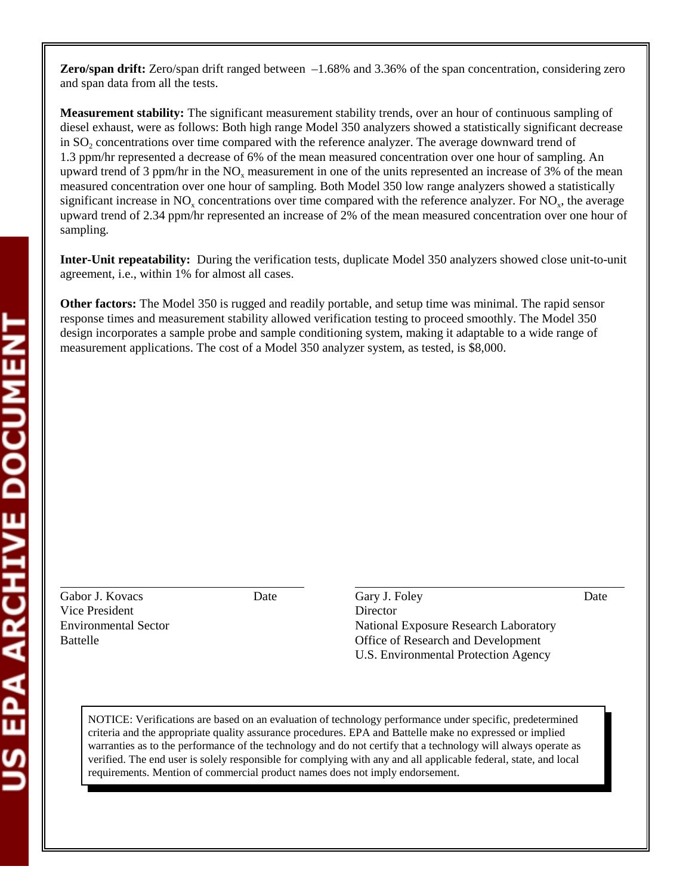**Zero/span drift:** Zero/span drift ranged between –1.68% and 3.36% of the span concentration, considering zero and span data from all the tests.

**Measurement stability:** The significant measurement stability trends, over an hour of continuous sampling of diesel exhaust, were as follows: Both high range Model 350 analyzers showed a statistically significant decrease in $SO_2$ concentrations over time compared with the reference analyzer. The average downward trend of 1.3 ppm/hr represented a decrease of 6% of the mean measured concentration over one hour of sampling. An upward trend of 3 ppm/hr in the $NO_x$ measurement in one of the units represented an increase of 3% of the mean measured concentration over one hour of sampling. Both Model 350 low range analyzers showed a statistically significant increase in $NO_x$ concentrations over time compared with the reference analyzer. For $NO_x$, the average upward trend of 2.34 ppm/hr represented an increase of 2% of the mean measured concentration over one hour of sampling.

**Inter-Unit repeatability:** During the verification tests, duplicate Model 350 analyzers showed close unit-to-unit agreement, i.e., within 1% for almost all cases.

**Other factors:** The Model 350 is rugged and readily portable, and setup time was minimal. The rapid sensor response times and measurement stability allowed verification testing to proceed smoothly. The Model 350 design incorporates a sample probe and sample conditioning system, making it adaptable to a wide range of measurement applications. The cost of a Model 350 analyzer system, as tested, is $8,000.

Gabor J. Kovacs  Date
Vice President
Environmental Sector
Battelle

Gary J. Foley  Date
Director
National Exposure Research Laboratory
Office of Research and Development
U.S. Environmental Protection Agency

NOTICE: Verifications are based on an evaluation of technology performance under specific, predetermined criteria and the appropriate quality assurance procedures. EPA and Battelle make no expressed or implied warranties as to the performance of the technology and do not certify that a technology will always operate as verified. The end user is solely responsible for complying with any and all applicable federal, state, and local requirements. Mention of commercial product names does not imply endorsement.